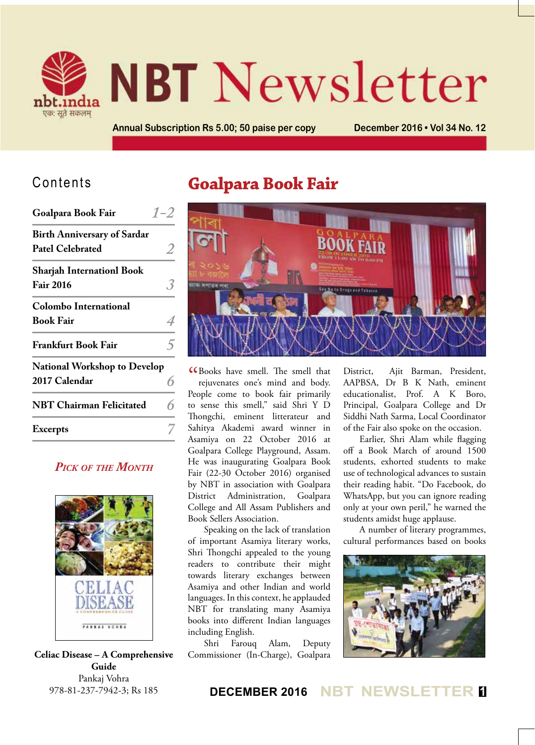# NBT Newsletter

nbt.india
एक: सूते सकलम्

Annual Subscription Rs 5.00; 50 paise per copy

December 2016 • Vol 34 No. 12

## Contents

| | |
|---|---|
| Goalpara Book Fair | 1–2 |
| Birth Anniversary of Sardar Patel Celebrated | 2 |
| Sharjah Internationl Book Fair 2016 | 3 |
| Colombo International Book Fair | 4 |
| Frankfurt Book Fair | 5 |
| National Workshop to Develop 2017 Calendar | 6 |
| NBT Chairman Felicitated | 6 |
| Excerpts | 7 |

*Pick of the Month*

**Celiac Disease – A Comprehensive Guide**
Pankaj Vohra
978-81-237-7942-3; Rs 185

## Goalpara Book Fair

"Books have smell. The smell that rejuvenates one's mind and body. People come to book fair primarily to sense this smell," said Shri Y D Thongchi, eminent litterateur and Sahitya Akademi award winner in Asamiya on 22 October 2016 at Goalpara College Playground, Assam. He was inaugurating Goalpara Book Fair (22-30 October 2016) organised by NBT in association with Goalpara District Administration, Goalpara College and All Assam Publishers and Book Sellers Association.

Speaking on the lack of translation of important Asamiya literary works, Shri Thongchi appealed to the young readers to contribute their might towards literary exchanges between Asamiya and other Indian and world languages. In this context, he applauded NBT for translating many Asamiya books into different Indian languages including English.

Shri Farouq Alam, Deputy Commissioner (In-Charge), Goalpara District, Ajit Barman, President, AAPBSA, Dr B K Nath, eminent educationalist, Prof. A K Boro, Principal, Goalpara College and Dr Siddhi Nath Sarma, Local Coordinator of the Fair also spoke on the occasion.

Earlier, Shri Alam while flagging off a Book March of around 1500 students, exhorted students to make use of technological advances to sustain their reading habit. "Do Facebook, do WhatsApp, but you can ignore reading only at your own peril," he warned the students amidst huge applause.

A number of literary programmes, cultural performances based on books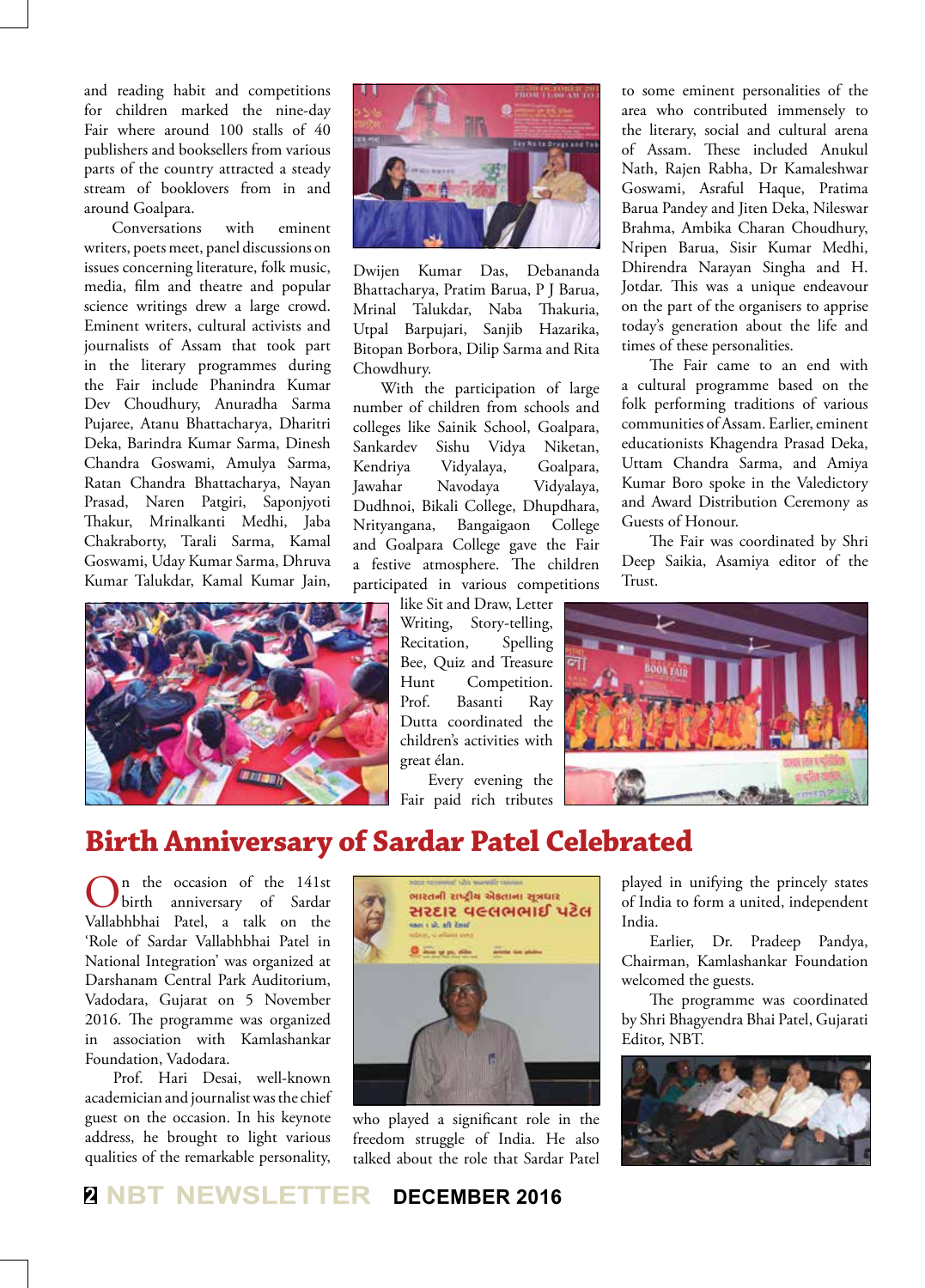and reading habit and competitions for children marked the nine-day Fair where around 100 stalls of 40 publishers and booksellers from various parts of the country attracted a steady stream of booklovers from in and around Goalpara.

Conversations with eminent writers, poets meet, panel discussions on issues concerning literature, folk music, media, film and theatre and popular science writings drew a large crowd. Eminent writers, cultural activists and journalists of Assam that took part in the literary programmes during the Fair include Phanindra Kumar Dev Choudhury, Anuradha Sarma Pujaree, Atanu Bhattacharya, Dharitri Deka, Barindra Kumar Sarma, Dinesh Chandra Goswami, Amulya Sarma, Ratan Chandra Bhattacharya, Nayan Prasad, Naren Patgiri, Saponjyoti Thakur, Mrinalkanti Medhi, Jaba Chakraborty, Tarali Sarma, Kamal Goswami, Uday Kumar Sarma, Dhruva Kumar Talukdar, Kamal Kumar Jain, Dwijen Kumar Das, Debananda Bhattacharya, Pratim Barua, P J Barua, Mrinal Talukdar, Naba Thakuria, Utpal Barpujari, Sanjib Hazarika, Bitopan Borbora, Dilip Sarma and Rita Chowdhury.

With the participation of large number of children from schools and colleges like Sainik School, Goalpara, Sankardev Sishu Vidya Niketan, Kendriya Vidyalaya, Goalpara, Jawahar Navodaya Vidyalaya, Dudhnoi, Bikali College, Dhupdhara, Nrityangana, Bangaigaon College and Goalpara College gave the Fair a festive atmosphere. The children participated in various competitions like Sit and Draw, Letter Writing, Story-telling, Recitation, Spelling Bee, Quiz and Treasure Hunt Competition. Prof. Basanti Ray Dutta coordinated the children's activities with great élan.

Every evening the Fair paid rich tributes to some eminent personalities of the area who contributed immensely to the literary, social and cultural arena of Assam. These included Anukul Nath, Rajen Rabha, Dr Kamaleshwar Goswami, Asraful Haque, Pratima Barua Pandey and Jiten Deka, Nileswar Brahma, Ambika Charan Choudhury, Nripen Barua, Sisir Kumar Medhi, Dhirendra Narayan Singha and H. Jotdar. This was a unique endeavour on the part of the organisers to apprise today's generation about the life and times of these personalities.

The Fair came to an end with a cultural programme based on the folk performing traditions of various communities of Assam. Earlier, eminent educationists Khagendra Prasad Deka, Uttam Chandra Sarma, and Amiya Kumar Boro spoke in the Valedictory and Award Distribution Ceremony as Guests of Honour.

The Fair was coordinated by Shri Deep Saikia, Asamiya editor of the Trust.

# Birth Anniversary of Sardar Patel Celebrated

On the occasion of the 141st birth anniversary of Sardar Vallabhbhai Patel, a talk on the 'Role of Sardar Vallabhbhai Patel in National Integration' was organized at Darshanam Central Park Auditorium, Vadodara, Gujarat on 5 November 2016. The programme was organized in association with Kamlashankar Foundation, Vadodara.

Prof. Hari Desai, well-known academician and journalist was the chief guest on the occasion. In his keynote address, he brought to light various qualities of the remarkable personality, who played a significant role in the freedom struggle of India. He also talked about the role that Sardar Patel played in unifying the princely states of India to form a united, independent India.

Earlier, Dr. Pradeep Pandya, Chairman, Kamlashankar Foundation welcomed the guests.

The programme was coordinated by Shri Bhagyendra Bhai Patel, Gujarati Editor, NBT.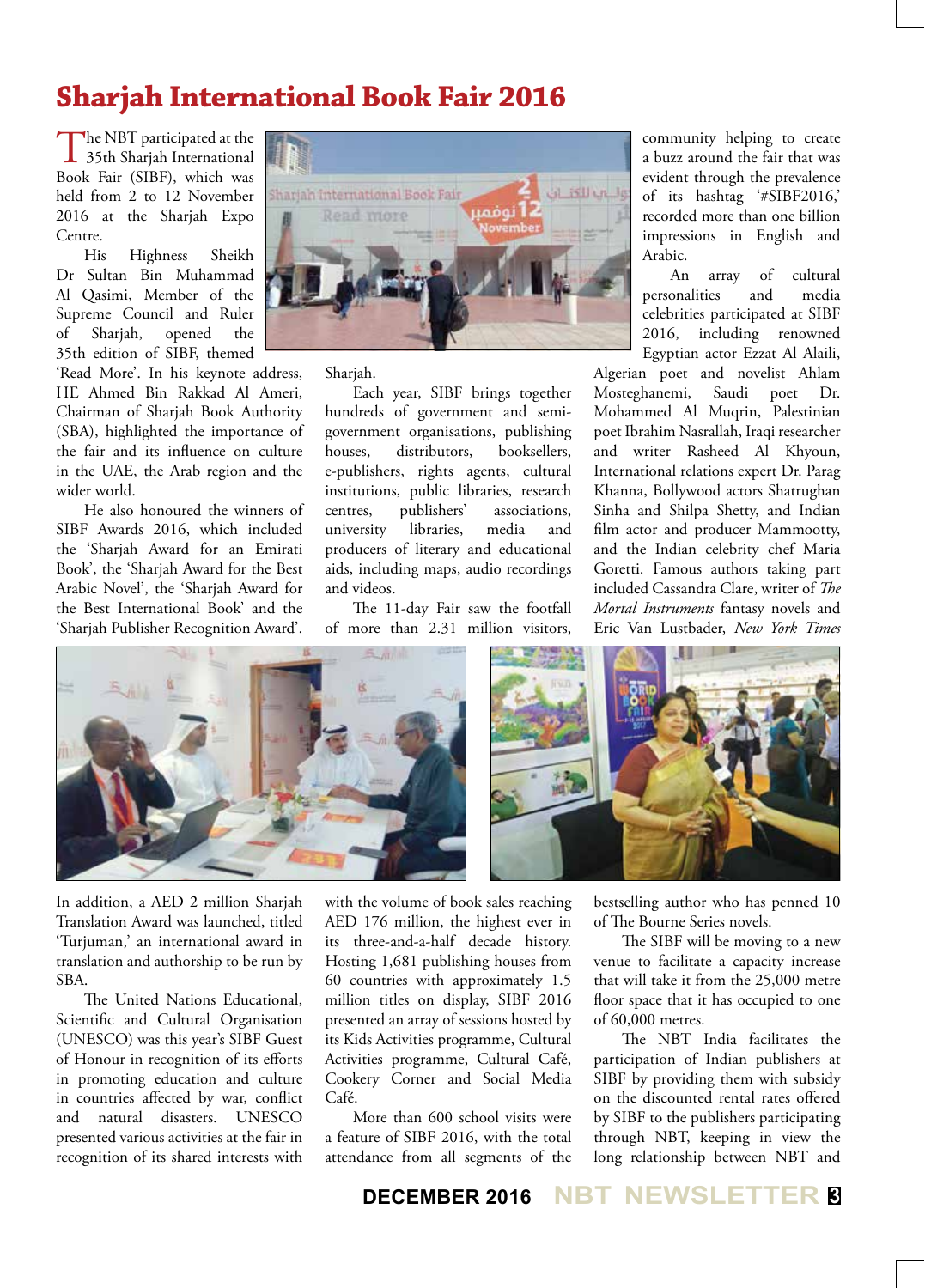# Sharjah International Book Fair 2016

The NBT participated at the 35th Sharjah International Book Fair (SIBF), which was held from 2 to 12 November 2016 at the Sharjah Expo Centre.

His Highness Sheikh Dr Sultan Bin Muhammad Al Qasimi, Member of the Supreme Council and Ruler of Sharjah, opened the 35th edition of SIBF, themed 'Read More'. In his keynote address, HE Ahmed Bin Rakkad Al Ameri, Chairman of Sharjah Book Authority (SBA), highlighted the importance of the fair and its influence on culture in the UAE, the Arab region and the wider world.

He also honoured the winners of SIBF Awards 2016, which included the 'Sharjah Award for an Emirati Book', the 'Sharjah Award for the Best Arabic Novel', the 'Sharjah Award for the Best International Book' and the 'Sharjah Publisher Recognition Award'. In addition, a AED 2 million Sharjah Translation Award was launched, titled 'Turjuman,' an international award in translation and authorship to be run by SBA.

The United Nations Educational, Scientific and Cultural Organisation (UNESCO) was this year's SIBF Guest of Honour in recognition of its efforts in promoting education and culture in countries affected by war, conflict and natural disasters. UNESCO presented various activities at the fair in recognition of its shared interests with Sharjah.

Each year, SIBF brings together hundreds of government and semi-government organisations, publishing houses, distributors, booksellers, e-publishers, rights agents, cultural institutions, public libraries, research centres, publishers' associations, university libraries, media and producers of literary and educational aids, including maps, audio recordings and videos.

The 11-day Fair saw the footfall of more than 2.31 million visitors, with the volume of book sales reaching AED 176 million, the highest ever in its three-and-a-half decade history. Hosting 1,681 publishing houses from 60 countries with approximately 1.5 million titles on display, SIBF 2016 presented an array of sessions hosted by its Kids Activities programme, Cultural Activities programme, Cultural Café, Cookery Corner and Social Media Café.

More than 600 school visits were a feature of SIBF 2016, with the total attendance from all segments of the community helping to create a buzz around the fair that was evident through the prevalence of its hashtag '#SIBF2016,' recorded more than one billion impressions in English and Arabic.

An array of cultural personalities and media celebrities participated at SIBF 2016, including renowned Egyptian actor Ezzat Al Alaili, Algerian poet and novelist Ahlam Mosteghanemi, Saudi poet Dr. Mohammed Al Muqrin, Palestinian poet Ibrahim Nasrallah, Iraqi researcher and writer Rasheed Al Khyoun, International relations expert Dr. Parag Khanna, Bollywood actors Shatrughan Sinha and Shilpa Shetty, and Indian film actor and producer Mammootty, and the Indian celebrity chef Maria Goretti. Famous authors taking part included Cassandra Clare, writer of *The Mortal Instruments* fantasy novels and Eric Van Lustbader, *New York Times* bestselling author who has penned 10 of The Bourne Series novels.

The SIBF will be moving to a new venue to facilitate a capacity increase that will take it from the 25,000 metre floor space that it has occupied to one of 60,000 metres.

The NBT India facilitates the participation of Indian publishers at SIBF by providing them with subsidy on the discounted rental rates offered by SIBF to the publishers participating through NBT, keeping in view the long relationship between NBT and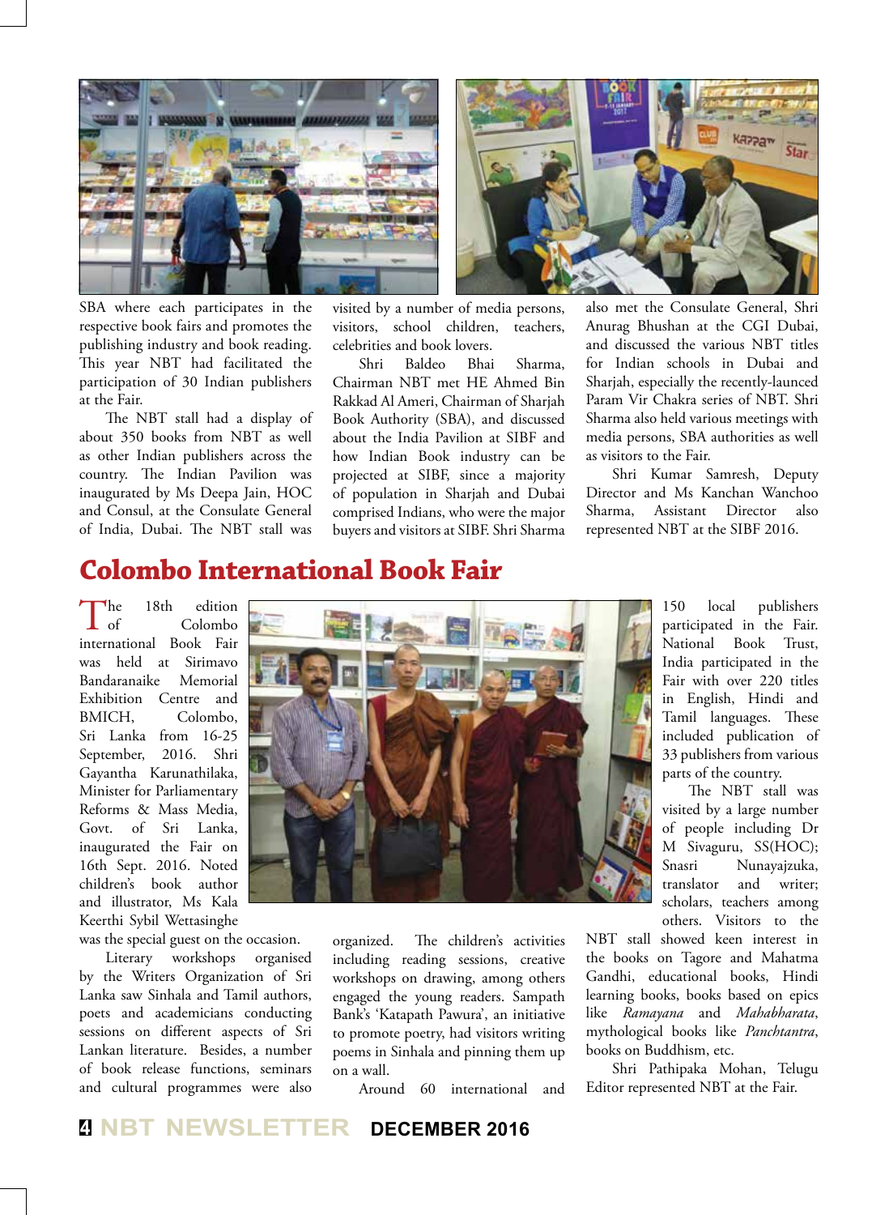SBA where each participates in the respective book fairs and promotes the publishing industry and book reading. This year NBT had facilitated the participation of 30 Indian publishers at the Fair.

The NBT stall had a display of about 350 books from NBT as well as other Indian publishers across the country. The Indian Pavilion was inaugurated by Ms Deepa Jain, HOC and Consul, at the Consulate General of India, Dubai. The NBT stall was visited by a number of media persons, visitors, school children, teachers, celebrities and book lovers.

Shri Baldeo Bhai Sharma, Chairman NBT met HE Ahmed Bin Rakkad Al Ameri, Chairman of Sharjah Book Authority (SBA), and discussed about the India Pavilion at SIBF and how Indian Book industry can be projected at SIBF, since a majority of population in Sharjah and Dubai comprised Indians, who were the major buyers and visitors at SIBF. Shri Sharma also met the Consulate General, Shri Anurag Bhushan at the CGI Dubai, and discussed the various NBT titles for Indian schools in Dubai and Sharjah, especially the recently-launced Param Vir Chakra series of NBT. Shri Sharma also held various meetings with media persons, SBA authorities as well as visitors to the Fair.

Shri Kumar Samresh, Deputy Director and Ms Kanchan Wanchoo Sharma, Assistant Director also represented NBT at the SIBF 2016.

## Colombo International Book Fair

The 18th edition of Colombo international Book Fair was held at Sirimavo Bandaranaike Memorial Exhibition Centre and BMICH, Colombo, Sri Lanka from 16-25 September, 2016. Shri Gayantha Karunathilaka, Minister for Parliamentary Reforms & Mass Media, Govt. of Sri Lanka, inaugurated the Fair on 16th Sept. 2016. Noted children's book author and illustrator, Ms Kala Keerthi Sybil Wettasinghe was the special guest on the occasion.

Literary workshops organised by the Writers Organization of Sri Lanka saw Sinhala and Tamil authors, poets and academicians conducting sessions on different aspects of Sri Lankan literature. Besides, a number of book release functions, seminars and cultural programmes were also organized. The children's activities including reading sessions, creative workshops on drawing, among others engaged the young readers. Sampath Bank's 'Katapath Pawura', an initiative to promote poetry, had visitors writing poems in Sinhala and pinning them up on a wall.

Around 60 international and 150 local publishers participated in the Fair. National Book Trust, India participated in the Fair with over 220 titles in English, Hindi and Tamil languages. These included publication of 33 publishers from various parts of the country.

The NBT stall was visited by a large number of people including Dr M Sivaguru, SS(HOC); Snasri Nunayajzuka, translator and writer; scholars, teachers among others. Visitors to the NBT stall showed keen interest in the books on Tagore and Mahatma Gandhi, educational books, Hindi learning books, books based on epics like *Ramayana* and *Mahabharata*, mythological books like *Panchtantra*, books on Buddhism, etc.

Shri Pathipaka Mohan, Telugu Editor represented NBT at the Fair.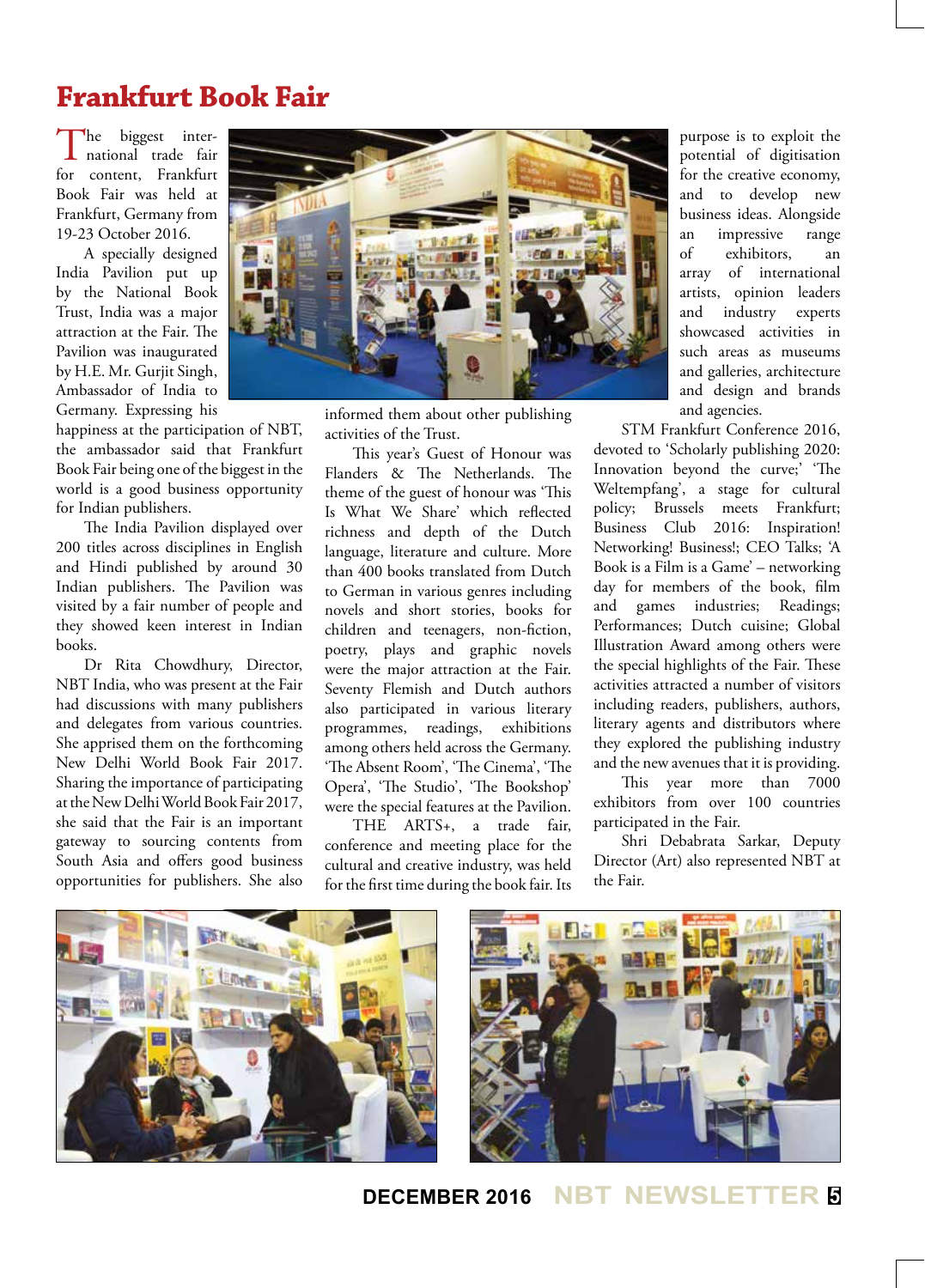# Frankfurt Book Fair

The biggest international trade fair for content, Frankfurt Book Fair was held at Frankfurt, Germany from 19-23 October 2016.

A specially designed India Pavilion put up by the National Book Trust, India was a major attraction at the Fair. The Pavilion was inaugurated by H.E. Mr. Gurjit Singh, Ambassador of India to Germany. Expressing his happiness at the participation of NBT, the ambassador said that Frankfurt Book Fair being one of the biggest in the world is a good business opportunity for Indian publishers.

The India Pavilion displayed over 200 titles across disciplines in English and Hindi published by around 30 Indian publishers. The Pavilion was visited by a fair number of people and they showed keen interest in Indian books.

Dr Rita Chowdhury, Director, NBT India, who was present at the Fair had discussions with many publishers and delegates from various countries. She apprised them on the forthcoming New Delhi World Book Fair 2017. Sharing the importance of participating at the New Delhi World Book Fair 2017, she said that the Fair is an important gateway to sourcing contents from South Asia and offers good business opportunities for publishers. She also informed them about other publishing activities of the Trust.

This year's Guest of Honour was Flanders & The Netherlands. The theme of the guest of honour was 'This Is What We Share' which reflected richness and depth of the Dutch language, literature and culture. More than 400 books translated from Dutch to German in various genres including novels and short stories, books for children and teenagers, non-fiction, poetry, plays and graphic novels were the major attraction at the Fair. Seventy Flemish and Dutch authors also participated in various literary programmes, readings, exhibitions among others held across the Germany. 'The Absent Room', 'The Cinema', 'The Opera', 'The Studio', 'The Bookshop' were the special features at the Pavilion.

THE ARTS+, a trade fair, conference and meeting place for the cultural and creative industry, was held for the first time during the book fair. Its purpose is to exploit the potential of digitisation for the creative economy, and to develop new business ideas. Alongside an impressive range of exhibitors, an array of international artists, opinion leaders and industry experts showcased activities in such areas as museums and galleries, architecture and design and brands and agencies.

STM Frankfurt Conference 2016, devoted to 'Scholarly publishing 2020: Innovation beyond the curve;' 'The Weltempfang', a stage for cultural policy; Brussels meets Frankfurt; Business Club 2016: Inspiration! Networking! Business!; CEO Talks; 'A Book is a Film is a Game' – networking day for members of the book, film and games industries; Readings; Performances; Dutch cuisine; Global Illustration Award among others were the special highlights of the Fair. These activities attracted a number of visitors including readers, publishers, authors, literary agents and distributors where they explored the publishing industry and the new avenues that it is providing.

This year more than 7000 exhibitors from over 100 countries participated in the Fair.

Shri Debabrata Sarkar, Deputy Director (Art) also represented NBT at the Fair.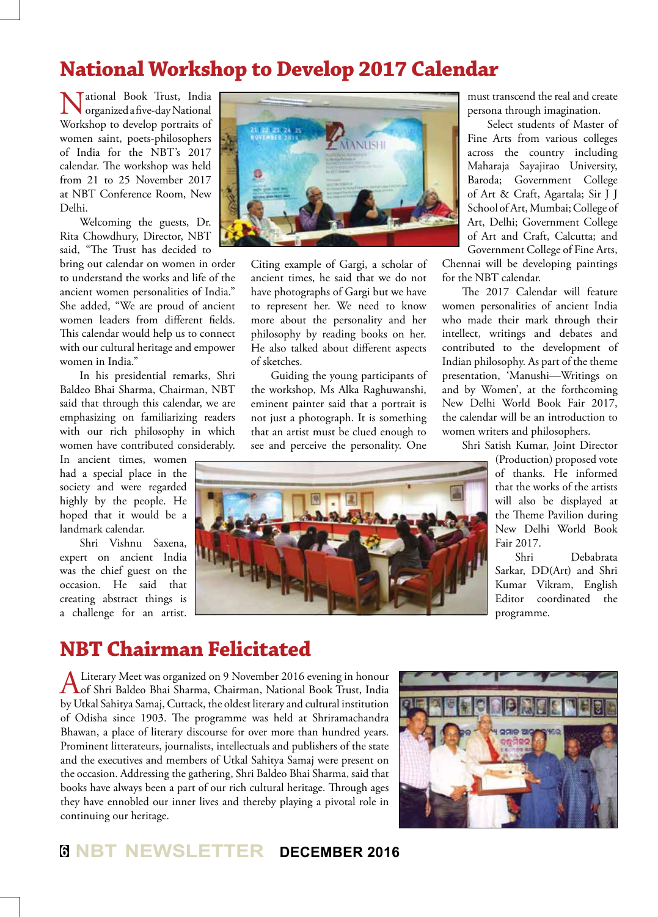# National Workshop to Develop 2017 Calendar

National Book Trust, India organized a five-day National Workshop to develop portraits of women saint, poets-philosophers of India for the NBT's 2017 calendar. The workshop was held from 21 to 25 November 2017 at NBT Conference Room, New Delhi.

Welcoming the guests, Dr. Rita Chowdhury, Director, NBT said, "The Trust has decided to bring out calendar on women in order to understand the works and life of the ancient women personalities of India." She added, "We are proud of ancient women leaders from different fields. This calendar would help us to connect with our cultural heritage and empower women in India."

In his presidential remarks, Shri Baldeo Bhai Sharma, Chairman, NBT said that through this calendar, we are emphasizing on familiarizing readers with our rich philosophy in which women have contributed considerably. In ancient times, women had a special place in the society and were regarded highly by the people. He hoped that it would be a landmark calendar.

Shri Vishnu Saxena, expert on ancient India was the chief guest on the occasion. He said that creating abstract things is a challenge for an artist. Citing example of Gargi, a scholar of ancient times, he said that we do not have photographs of Gargi but we have to represent her. We need to know more about the personality and her philosophy by reading books on her. He also talked about different aspects of sketches.

Guiding the young participants of the workshop, Ms Alka Raghuwanshi, eminent painter said that a portrait is not just a photograph. It is something that an artist must be clued enough to see and perceive the personality. One must transcend the real and create persona through imagination.

Select students of Master of Fine Arts from various colleges across the country including Maharaja Sayajirao University, Baroda; Government College of Art & Craft, Agartala; Sir J J School of Art, Mumbai; College of Art, Delhi; Government College of Art and Craft, Calcutta; and Government College of Fine Arts, Chennai will be developing paintings for the NBT calendar.

The 2017 Calendar will feature women personalities of ancient India who made their mark through their intellect, writings and debates and contributed to the development of Indian philosophy. As part of the theme presentation, 'Manushi—Writings on and by Women', at the forthcoming New Delhi World Book Fair 2017, the calendar will be an introduction to women writers and philosophers.

Shri Satish Kumar, Joint Director (Production) proposed vote of thanks. He informed that the works of the artists will also be displayed at the Theme Pavilion during New Delhi World Book Fair 2017.

Shri Debabrata Sarkar, DD(Art) and Shri Kumar Vikram, English Editor coordinated the programme.

# NBT Chairman Felicitated

A Literary Meet was organized on 9 November 2016 evening in honour of Shri Baldeo Bhai Sharma, Chairman, National Book Trust, India by Utkal Sahitya Samaj, Cuttack, the oldest literary and cultural institution of Odisha since 1903. The programme was held at Shriramachandra Bhawan, a place of literary discourse for over more than hundred years. Prominent litterateurs, journalists, intellectuals and publishers of the state and the executives and members of Utkal Sahitya Samaj were present on the occasion. Addressing the gathering, Shri Baldeo Bhai Sharma, said that books have always been a part of our rich cultural heritage. Through ages they have ennobled our inner lives and thereby playing a pivotal role in continuing our heritage.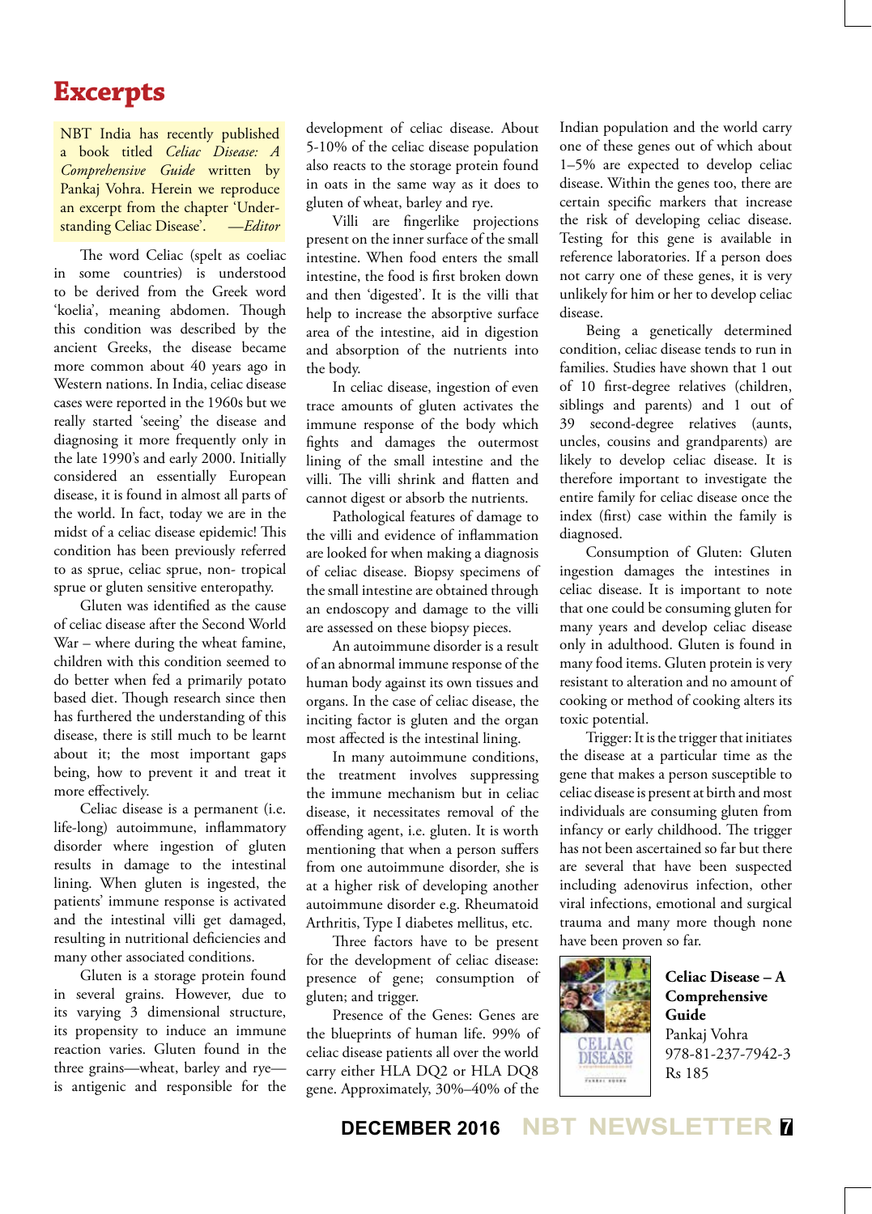# Excerpts

NBT India has recently published a book titled *Celiac Disease: A Comprehensive Guide* written by Pankaj Vohra. Herein we reproduce an excerpt from the chapter 'Understanding Celiac Disease'. —*Editor*

The word Celiac (spelt as coeliac in some countries) is understood to be derived from the Greek word 'koelia', meaning abdomen. Though this condition was described by the ancient Greeks, the disease became more common about 40 years ago in Western nations. In India, celiac disease cases were reported in the 1960s but we really started 'seeing' the disease and diagnosing it more frequently only in the late 1990's and early 2000. Initially considered an essentially European disease, it is found in almost all parts of the world. In fact, today we are in the midst of a celiac disease epidemic! This condition has been previously referred to as sprue, celiac sprue, non- tropical sprue or gluten sensitive enteropathy.

Gluten was identified as the cause of celiac disease after the Second World War – where during the wheat famine, children with this condition seemed to do better when fed a primarily potato based diet. Though research since then has furthered the understanding of this disease, there is still much to be learnt about it; the most important gaps being, how to prevent it and treat it more effectively.

Celiac disease is a permanent (i.e. life-long) autoimmune, inflammatory disorder where ingestion of gluten results in damage to the intestinal lining. When gluten is ingested, the patients' immune response is activated and the intestinal villi get damaged, resulting in nutritional deficiencies and many other associated conditions.

Gluten is a storage protein found in several grains. However, due to its varying 3 dimensional structure, its propensity to induce an immune reaction varies. Gluten found in the three grains—wheat, barley and rye—is antigenic and responsible for the development of celiac disease. About 5-10% of the celiac disease population also reacts to the storage protein found in oats in the same way as it does to gluten of wheat, barley and rye.

Villi are fingerlike projections present on the inner surface of the small intestine. When food enters the small intestine, the food is first broken down and then 'digested'. It is the villi that help to increase the absorptive surface area of the intestine, aid in digestion and absorption of the nutrients into the body.

In celiac disease, ingestion of even trace amounts of gluten activates the immune response of the body which fights and damages the outermost lining of the small intestine and the villi. The villi shrink and flatten and cannot digest or absorb the nutrients.

Pathological features of damage to the villi and evidence of inflammation are looked for when making a diagnosis of celiac disease. Biopsy specimens of the small intestine are obtained through an endoscopy and damage to the villi are assessed on these biopsy pieces.

An autoimmune disorder is a result of an abnormal immune response of the human body against its own tissues and organs. In the case of celiac disease, the inciting factor is gluten and the organ most affected is the intestinal lining.

In many autoimmune conditions, the treatment involves suppressing the immune mechanism but in celiac disease, it necessitates removal of the offending agent, i.e. gluten. It is worth mentioning that when a person suffers from one autoimmune disorder, she is at a higher risk of developing another autoimmune disorder e.g. Rheumatoid Arthritis, Type I diabetes mellitus, etc.

Three factors have to be present for the development of celiac disease: presence of gene; consumption of gluten; and trigger.

Presence of the Genes: Genes are the blueprints of human life. 99% of celiac disease patients all over the world carry either HLA DQ2 or HLA DQ8 gene. Approximately, 30%–40% of the Indian population and the world carry one of these genes out of which about 1–5% are expected to develop celiac disease. Within the genes too, there are certain specific markers that increase the risk of developing celiac disease. Testing for this gene is available in reference laboratories. If a person does not carry one of these genes, it is very unlikely for him or her to develop celiac disease.

Being a genetically determined condition, celiac disease tends to run in families. Studies have shown that 1 out of 10 first-degree relatives (children, siblings and parents) and 1 out of 39 second-degree relatives (aunts, uncles, cousins and grandparents) are likely to develop celiac disease. It is therefore important to investigate the entire family for celiac disease once the index (first) case within the family is diagnosed.

Consumption of Gluten: Gluten ingestion damages the intestines in celiac disease. It is important to note that one could be consuming gluten for many years and develop celiac disease only in adulthood. Gluten is found in many food items. Gluten protein is very resistant to alteration and no amount of cooking or method of cooking alters its toxic potential.

Trigger: It is the trigger that initiates the disease at a particular time as the gene that makes a person susceptible to celiac disease is present at birth and most individuals are consuming gluten from infancy or early childhood. The trigger has not been ascertained so far but there are several that have been suspected including adenovirus infection, other viral infections, emotional and surgical trauma and many more though none have been proven so far.

**Celiac Disease – A Comprehensive Guide**
Pankaj Vohra
978-81-237-7942-3
Rs 185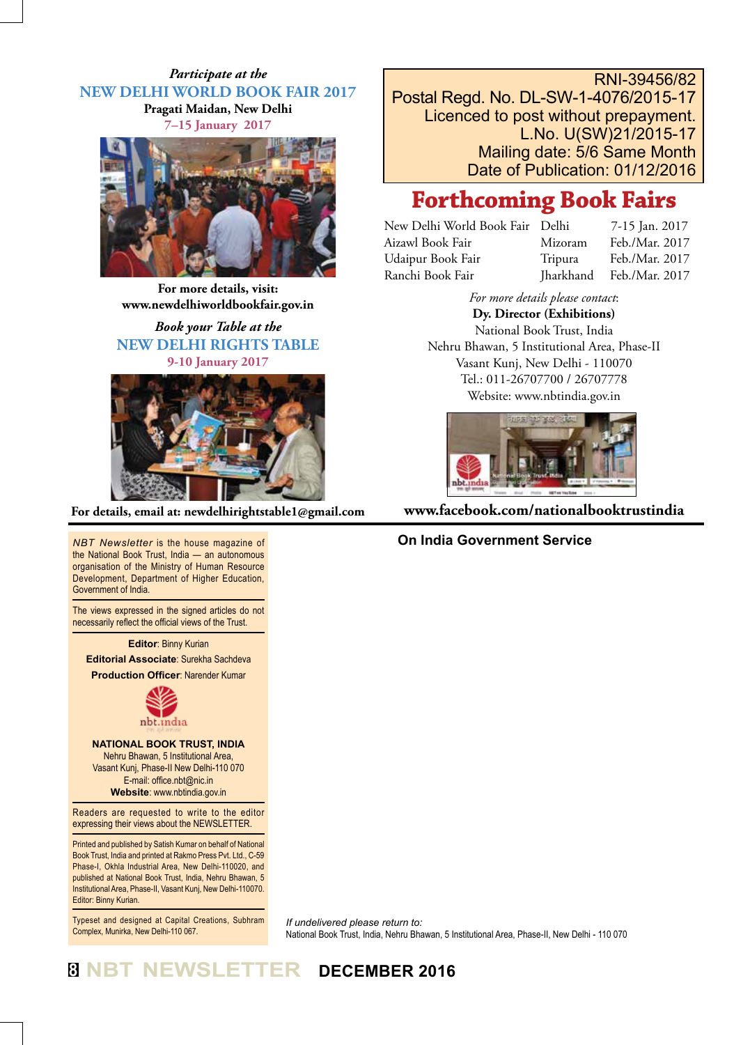*Participate at the*

## NEW DELHI WORLD BOOK FAIR 2017

**Pragati Maidan, New Delhi**

7–15 January 2017

**For more details, visit:**
**www.newdelhiworldbookfair.gov.in**

*Book your Table at the*

## NEW DELHI RIGHTS TABLE

9-10 January 2017

**For details, email at: newdelhirightstable1@gmail.com**

RNI-39456/82
Postal Regd. No. DL-SW-1-4076/2015-17
Licenced to post without prepayment.
L.No. U(SW)21/2015-17
Mailing date: 5/6 Same Month
Date of Publication: 01/12/2016

## Forthcoming Book Fairs

| | | |
|---|---|---|
| New Delhi World Book Fair | Delhi | 7-15 Jan. 2017 |
| Aizawl Book Fair | Mizoram | Feb./Mar. 2017 |
| Udaipur Book Fair | Tripura | Feb./Mar. 2017 |
| Ranchi Book Fair | Jharkhand | Feb./Mar. 2017 |

*For more details please contact:*
**Dy. Director (Exhibitions)**
National Book Trust, India
Nehru Bhawan, 5 Institutional Area, Phase-II
Vasant Kunj, New Delhi - 110070
Tel.: 011-26707700 / 26707778
Website: www.nbtindia.gov.in

**www.facebook.com/nationalbooktrustindia**

*NBT Newsletter* is the house magazine of the National Book Trust, India — an autonomous organisation of the Ministry of Human Resource Development, Department of Higher Education, Government of India.

The views expressed in the signed articles do not necessarily reflect the official views of the Trust.

**Editor**: Binny Kurian
**Editorial Associate**: Surekha Sachdeva
**Production Officer**: Narender Kumar

**NATIONAL BOOK TRUST, INDIA**
Nehru Bhawan, 5 Institutional Area,
Vasant Kunj, Phase-II New Delhi-110 070
E-mail: office.nbt@nic.in
**Website**: www.nbtindia.gov.in

Readers are requested to write to the editor expressing their views about the NEWSLETTER.

Printed and published by Satish Kumar on behalf of National Book Trust, India and printed at Rakmo Press Pvt. Ltd., C-59 Phase-I, Okhla Industrial Area, New Delhi-110020, and published at National Book Trust, India, Nehru Bhawan, 5 Institutional Area, Phase-II, Vasant Kunj, New Delhi-110070. Editor: Binny Kurian.

Typeset and designed at Capital Creations, Subhram Complex, Munirka, New Delhi-110 067.

**On India Government Service**

*If undelivered please return to:*
National Book Trust, India, Nehru Bhawan, 5 Institutional Area, Phase-II, New Delhi - 110 070